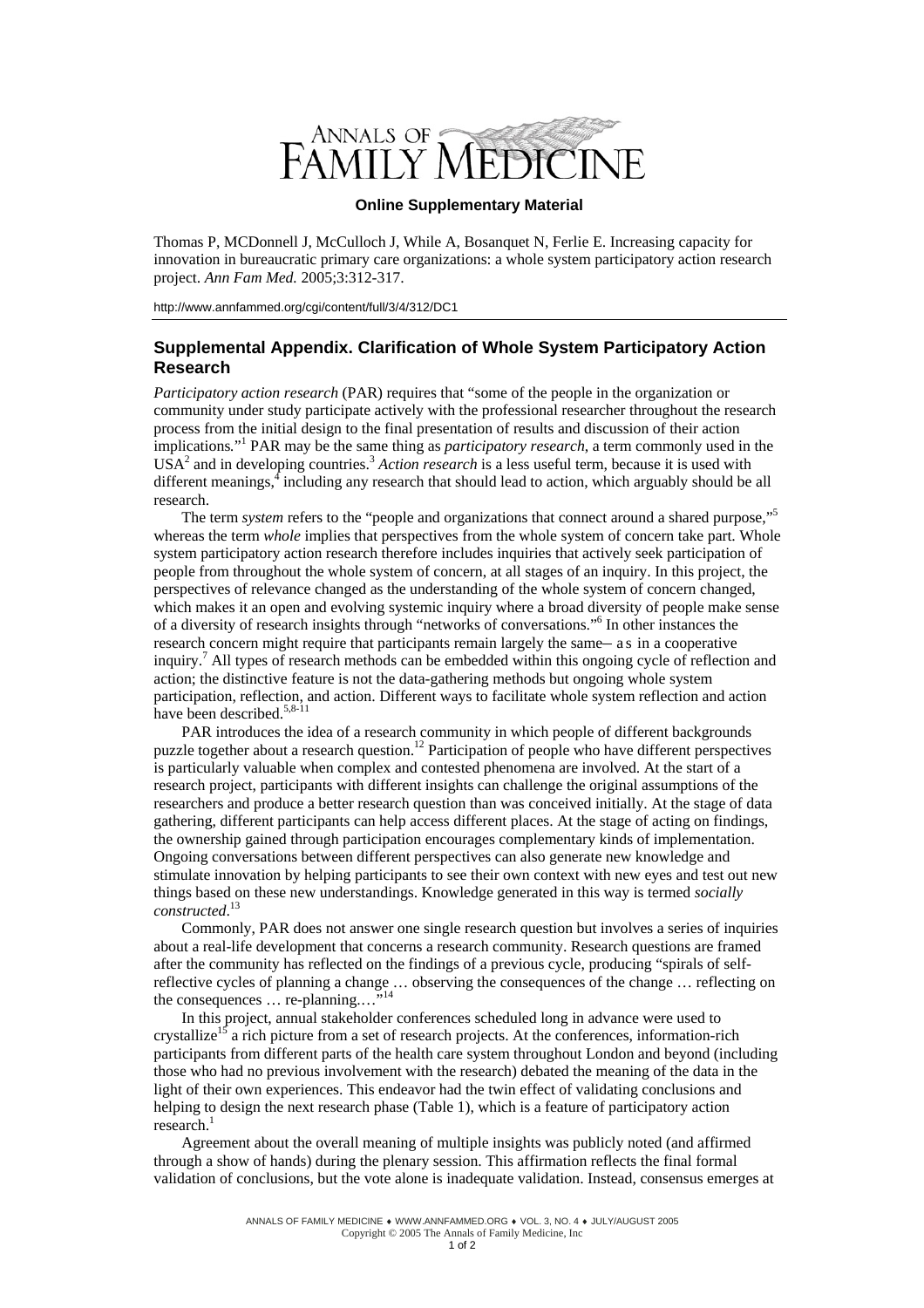**Online Supplementary Material**

Thomas P, MCDonnell J, McCulloch J, While A, Bosanquet N, Ferlie E. Increasing capacity for innovation in bureaucratic primary care organizations: a whole system participatory action research project. *Ann Fam Med.* 2005;3:312-317.

http://www.annfammed.org/cgi/content/full/3/4/312/DC1

## Supplemental Appendix. Clarification of Whole System Participatory Action Research

*Participatory action research* (PAR) requires that "some of the people in the organization or community under study participate actively with the professional researcher throughout the research process from the initial design to the final presentation of results and discussion of their action implications."[1] PAR may be the same thing as *participatory research*, a term commonly used in the USA[2] and in developing countries.[3] *Action research* is a less useful term, because it is used with different meanings,[4] including any research that should lead to action, which arguably should be all research.

The term *system* refers to the "people and organizations that connect around a shared purpose,"[5] whereas the term *whole* implies that perspectives from the whole system of concern take part. Whole system participatory action research therefore includes inquiries that actively seek participation of people from throughout the whole system of concern, at all stages of an inquiry. In this project, the perspectives of relevance changed as the understanding of the whole system of concern changed, which makes it an open and evolving systemic inquiry where a broad diversity of people make sense of a diversity of research insights through "networks of conversations."[6] In other instances the research concern might require that participants remain largely the same– as in a cooperative inquiry.[7] All types of research methods can be embedded within this ongoing cycle of reflection and action; the distinctive feature is not the data-gathering methods but ongoing whole system participation, reflection, and action. Different ways to facilitate whole system reflection and action have been described.[5,8-11]

PAR introduces the idea of a research community in which people of different backgrounds puzzle together about a research question.[12] Participation of people who have different perspectives is particularly valuable when complex and contested phenomena are involved. At the start of a research project, participants with different insights can challenge the original assumptions of the researchers and produce a better research question than was conceived initially. At the stage of data gathering, different participants can help access different places. At the stage of acting on findings, the ownership gained through participation encourages complementary kinds of implementation. Ongoing conversations between different perspectives can also generate new knowledge and stimulate innovation by helping participants to see their own context with new eyes and test out new things based on these new understandings. Knowledge generated in this way is termed *socially constructed*.[13]

Commonly, PAR does not answer one single research question but involves a series of inquiries about a real-life development that concerns a research community. Research questions are framed after the community has reflected on the findings of a previous cycle, producing "spirals of self-reflective cycles of planning a change … observing the consequences of the change … reflecting on the consequences … re-planning.…"[14]

In this project, annual stakeholder conferences scheduled long in advance were used to crystallize[15] a rich picture from a set of research projects. At the conferences, information-rich participants from different parts of the health care system throughout London and beyond (including those who had no previous involvement with the research) debated the meaning of the data in the light of their own experiences. This endeavor had the twin effect of validating conclusions and helping to design the next research phase (Table 1), which is a feature of participatory action research.[1]

Agreement about the overall meaning of multiple insights was publicly noted (and affirmed through a show of hands) during the plenary session. This affirmation reflects the final formal validation of conclusions, but the vote alone is inadequate validation. Instead, consensus emerges at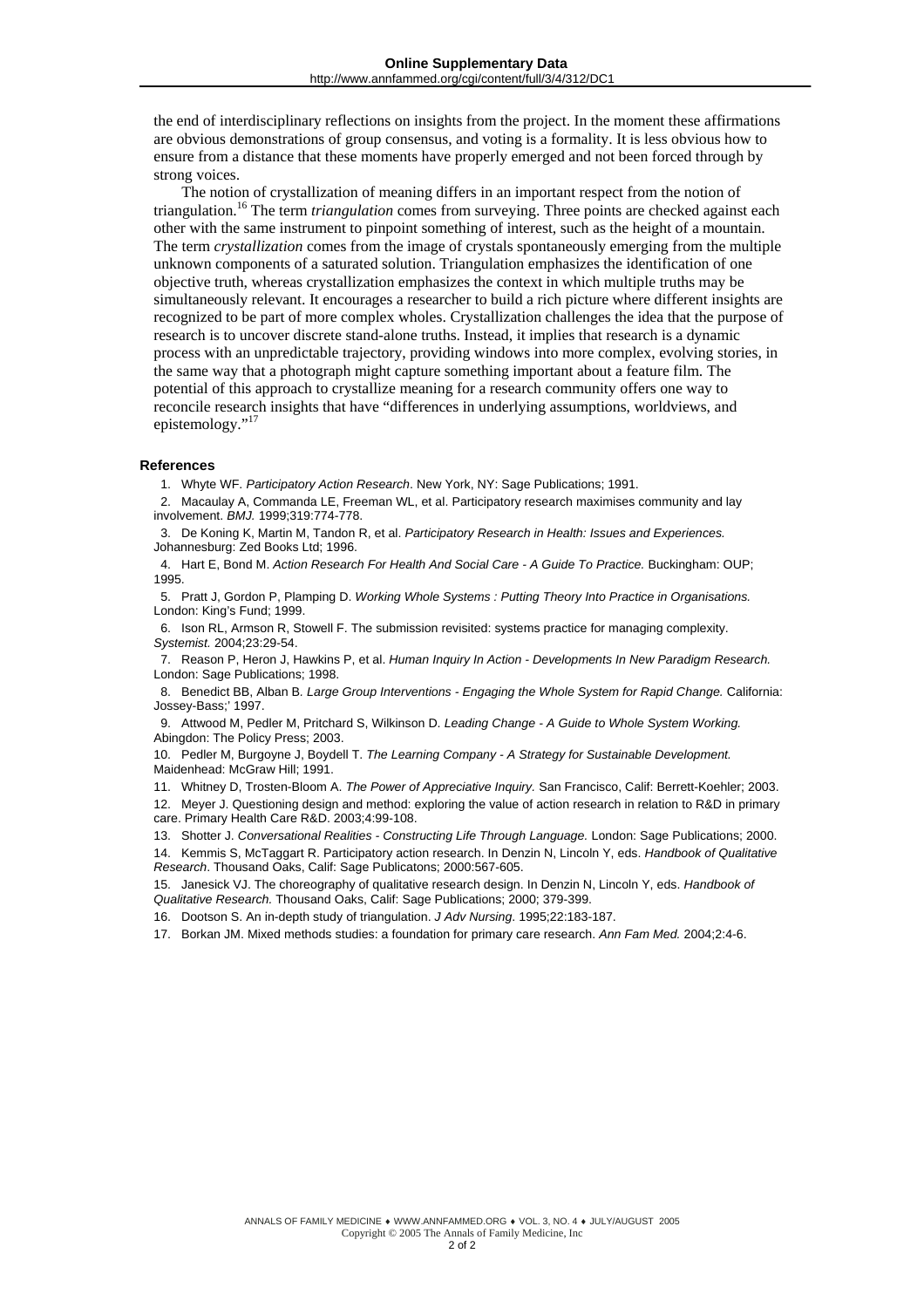the end of interdisciplinary reflections on insights from the project. In the moment these affirmations are obvious demonstrations of group consensus, and voting is a formality. It is less obvious how to ensure from a distance that these moments have properly emerged and not been forced through by strong voices.

The notion of crystallization of meaning differs in an important respect from the notion of triangulation.[16] The term *triangulation* comes from surveying. Three points are checked against each other with the same instrument to pinpoint something of interest, such as the height of a mountain. The term *crystallization* comes from the image of crystals spontaneously emerging from the multiple unknown components of a saturated solution. Triangulation emphasizes the identification of one objective truth, whereas crystallization emphasizes the context in which multiple truths may be simultaneously relevant. It encourages a researcher to build a rich picture where different insights are recognized to be part of more complex wholes. Crystallization challenges the idea that the purpose of research is to uncover discrete stand-alone truths. Instead, it implies that research is a dynamic process with an unpredictable trajectory, providing windows into more complex, evolving stories, in the same way that a photograph might capture something important about a feature film. The potential of this approach to crystallize meaning for a research community offers one way to reconcile research insights that have "differences in underlying assumptions, worldviews, and epistemology."[17]

## References

1. Whyte WF. *Participatory Action Research*. New York, NY: Sage Publications; 1991.
2. Macaulay A, Commanda LE, Freeman WL, et al. Participatory research maximises community and lay involvement. *BMJ.* 1999;319:774-778.
3. De Koning K, Martin M, Tandon R, et al. *Participatory Research in Health: Issues and Experiences.* Johannesburg: Zed Books Ltd; 1996.
4. Hart E, Bond M. *Action Research For Health And Social Care - A Guide To Practice.* Buckingham: OUP; 1995.
5. Pratt J, Gordon P, Plamping D. *Working Whole Systems : Putting Theory Into Practice in Organisations.* London: King's Fund; 1999.
6. Ison RL, Armson R, Stowell F. The submission revisited: systems practice for managing complexity. *Systemist.* 2004;23:29-54.
7. Reason P, Heron J, Hawkins P, et al. *Human Inquiry In Action - Developments In New Paradigm Research.* London: Sage Publications; 1998.
8. Benedict BB, Alban B. *Large Group Interventions - Engaging the Whole System for Rapid Change.* California: Jossey-Bass;' 1997.
9. Attwood M, Pedler M, Pritchard S, Wilkinson D. *Leading Change - A Guide to Whole System Working.* Abingdon: The Policy Press; 2003.
10. Pedler M, Burgoyne J, Boydell T. *The Learning Company - A Strategy for Sustainable Development.* Maidenhead: McGraw Hill; 1991.
11. Whitney D, Trosten-Bloom A. *The Power of Appreciative Inquiry.* San Francisco, Calif: Berrett-Koehler; 2003.
12. Meyer J. Questioning design and method: exploring the value of action research in relation to R&D in primary care. Primary Health Care R&D. 2003;4:99-108.
13. Shotter J. *Conversational Realities - Constructing Life Through Language.* London: Sage Publications; 2000.
14. Kemmis S, McTaggart R. Participatory action research. In Denzin N, Lincoln Y, eds. *Handbook of Qualitative Research*. Thousand Oaks, Calif: Sage Publicatons; 2000:567-605.
15. Janesick VJ. The choreography of qualitative research design. In Denzin N, Lincoln Y, eds. *Handbook of Qualitative Research.* Thousand Oaks, Calif: Sage Publications; 2000; 379-399.
16. Dootson S. An in-depth study of triangulation. *J Adv Nursing*. 1995;22:183-187.
17. Borkan JM. Mixed methods studies: a foundation for primary care research. *Ann Fam Med.* 2004;2:4-6.